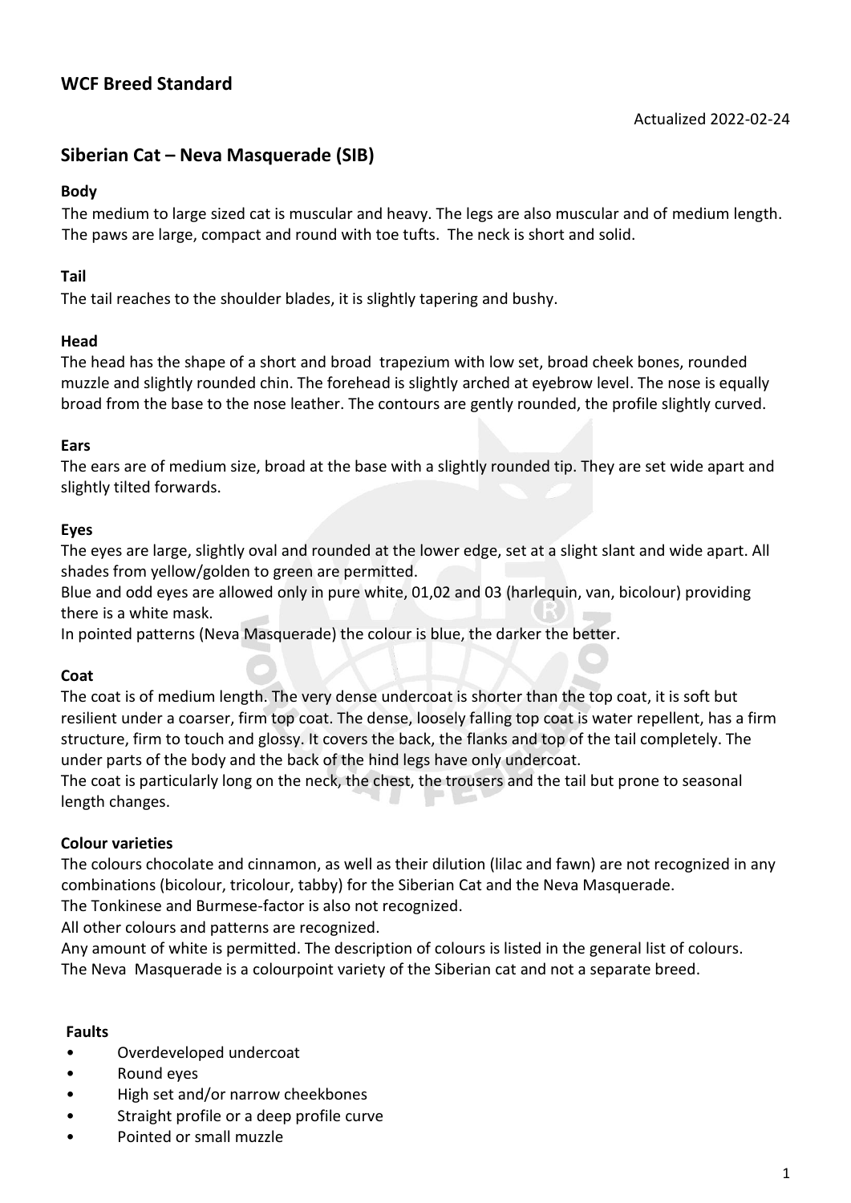## WCF Breed Standard

Actualized 2022-02-24

## Siberian Cat – Neva Masquerade (SIB)

### Body

The medium to large sized cat is muscular and heavy. The legs are also muscular and of medium length. The paws are large, compact and round with toe tufts. The neck is short and solid.

### Tail

The tail reaches to the shoulder blades, it is slightly tapering and bushy.

### Head

The head has the shape of a short and broad trapezium with low set, broad cheek bones, rounded muzzle and slightly rounded chin. The forehead is slightly arched at eyebrow level. The nose is equally broad from the base to the nose leather. The contours are gently rounded, the profile slightly curved.

### Ears

The ears are of medium size, broad at the base with a slightly rounded tip. They are set wide apart and slightly tilted forwards.

### Eyes

The eyes are large, slightly oval and rounded at the lower edge, set at a slight slant and wide apart. All shades from yellow/golden to green are permitted.

Blue and odd eyes are allowed only in pure white, 01,02 and 03 (harlequin, van, bicolour) providing there is a white mask.

In pointed patterns (Neva Masquerade) the colour is blue, the darker the better.

### Coat

The coat is of medium length. The very dense undercoat is shorter than the top coat, it is soft but resilient under a coarser, firm top coat. The dense, loosely falling top coat is water repellent, has a firm structure, firm to touch and glossy. It covers the back, the flanks and top of the tail completely. The under parts of the body and the back of the hind legs have only undercoat.

The coat is particularly long on the neck, the chest, the trousers and the tail but prone to seasonal length changes.

### Colour varieties

The colours chocolate and cinnamon, as well as their dilution (lilac and fawn) are not recognized in any combinations (bicolour, tricolour, tabby) for the Siberian Cat and the Neva Masquerade.

The Tonkinese and Burmese-factor is also not recognized.

All other colours and patterns are recognized.

Any amount of white is permitted. The description of colours is listed in the general list of colours.

The Neva Masquerade is a colourpoint variety of the Siberian cat and not a separate breed.

### Faults

- Overdeveloped undercoat
- Round eyes
- High set and/or narrow cheekbones
- Straight profile or a deep profile curve
- Pointed or small muzzle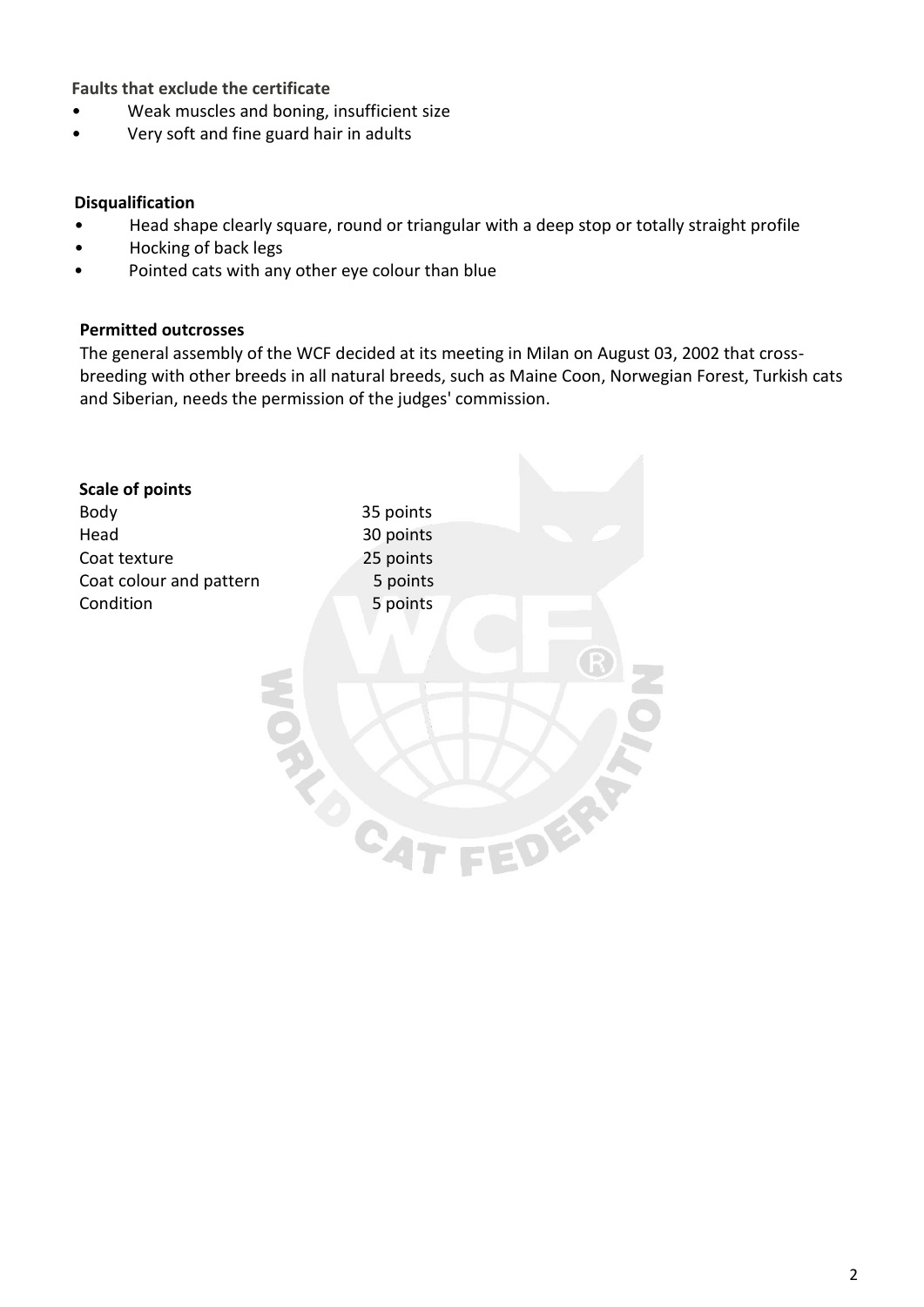**Faults that exclude the certificate**

- Weak muscles and boning, insufficient size
- Very soft and fine guard hair in adults

**Disqualification**

- Head shape clearly square, round or triangular with a deep stop or totally straight profile
- Hocking of back legs
- Pointed cats with any other eye colour than blue

**Permitted outcrosses**

The general assembly of the WCF decided at its meeting in Milan on August 03, 2002 that cross-breeding with other breeds in all natural breeds, such as Maine Coon, Norwegian Forest, Turkish cats and Siberian, needs the permission of the judges' commission.

**Scale of points**

| | |
|---|---|
| Body | 35 points |
| Head | 30 points |
| Coat texture | 25 points |
| Coat colour and pattern | 5 points |
| Condition | 5 points |